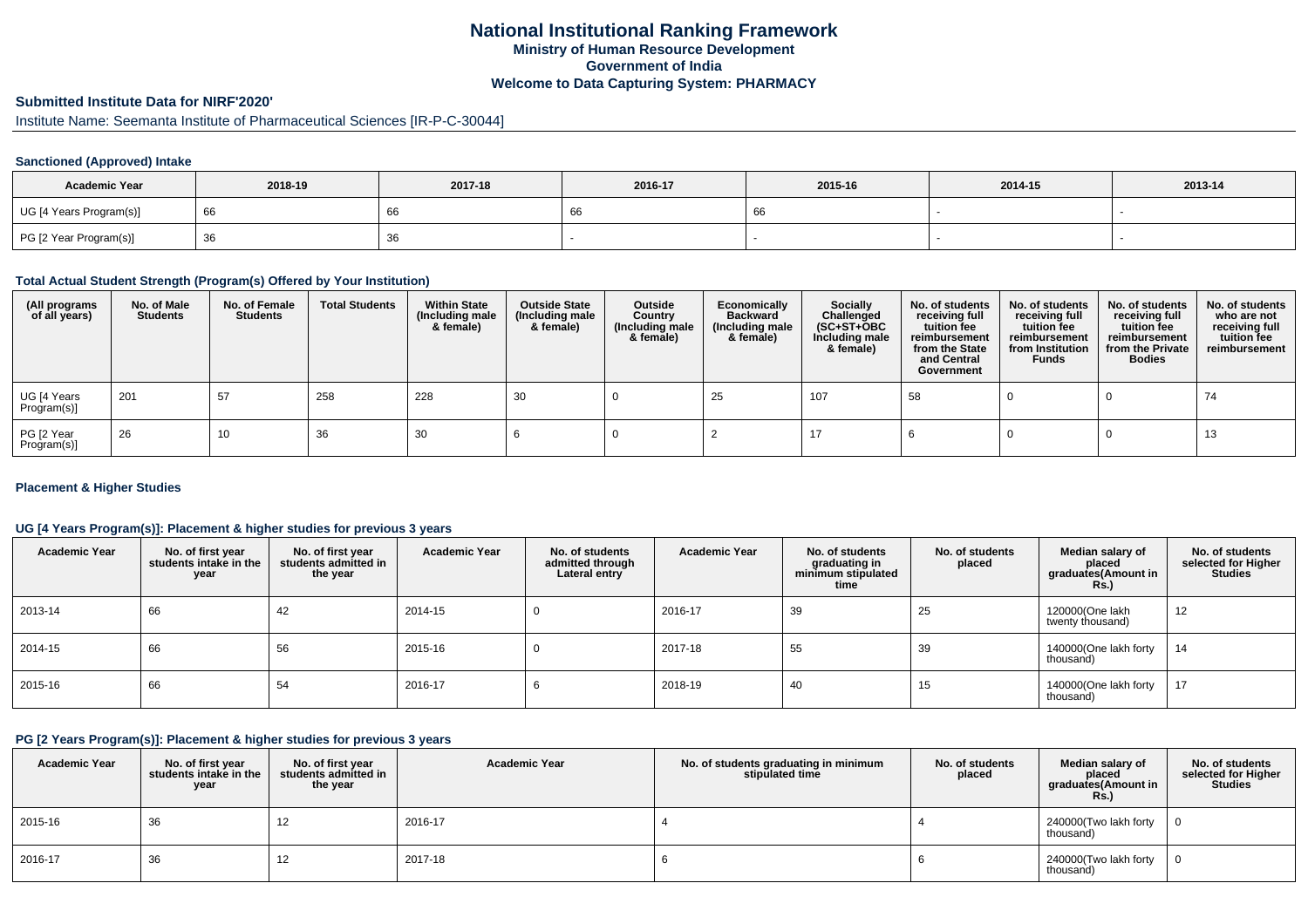# National Institutional Ranking Framework

**Ministry of Human Resource Development**

**Government of India**

**Welcome to Data Capturing System: PHARMACY**

## Submitted Institute Data for NIRF'2020'

Institute Name: Seemanta Institute of Pharmaceutical Sciences [IR-P-C-30044]

### Sanctioned (Approved) Intake

| Academic Year | 2018-19 | 2017-18 | 2016-17 | 2015-16 | 2014-15 | 2013-14 |
|---|---|---|---|---|---|---|
| UG [4 Years Program(s)] | 66 | 66 | 66 | 66 | - | - |
| PG [2 Year Program(s)] | 36 | 36 | - | - | - | - |

### Total Actual Student Strength (Program(s) Offered by Your Institution)

| (All programs of all years) | No. of Male Students | No. of Female Students | Total Students | Within State (Including male & female) | Outside State (Including male & female) | Outside Country (Including male & female) | Economically Backward (Including male & female) | Socially Challenged (SC+ST+OBC Including male & female) | No. of students receiving full tuition fee reimbursement from the State and Central Government | No. of students receiving full tuition fee reimbursement from Institution Funds | No. of students receiving full tuition fee reimbursement from the Private Bodies | No. of students who are not receiving full tuition fee reimbursement |
|---|---|---|---|---|---|---|---|---|---|---|---|---|
| UG [4 Years Program(s)] | 201 | 57 | 258 | 228 | 30 | 0 | 25 | 107 | 58 | 0 | 0 | 74 |
| PG [2 Year Program(s)] | 26 | 10 | 36 | 30 | 6 | 0 | 2 | 17 | 6 | 0 | 0 | 13 |

### Placement & Higher Studies

#### UG [4 Years Program(s)]: Placement & higher studies for previous 3 years

| Academic Year | No. of first year students intake in the year | No. of first year students admitted in the year | Academic Year | No. of students admitted through Lateral entry | Academic Year | No. of students graduating in minimum stipulated time | No. of students placed | Median salary of placed graduates(Amount in Rs.) | No. of students selected for Higher Studies |
|---|---|---|---|---|---|---|---|---|---|
| 2013-14 | 66 | 42 | 2014-15 | 0 | 2016-17 | 39 | 25 | 120000(One lakh twenty thousand) | 12 |
| 2014-15 | 66 | 56 | 2015-16 | 0 | 2017-18 | 55 | 39 | 140000(One lakh forty thousand) | 14 |
| 2015-16 | 66 | 54 | 2016-17 | 6 | 2018-19 | 40 | 15 | 140000(One lakh forty thousand) | 17 |

#### PG [2 Years Program(s)]: Placement & higher studies for previous 3 years

| Academic Year | No. of first year students intake in the year | No. of first year students admitted in the year | Academic Year | No. of students graduating in minimum stipulated time | No. of students placed | Median salary of placed graduates(Amount in Rs.) | No. of students selected for Higher Studies |
|---|---|---|---|---|---|---|---|
| 2015-16 | 36 | 12 | 2016-17 | 4 | 4 | 240000(Two lakh forty thousand) | 0 |
| 2016-17 | 36 | 12 | 2017-18 | 6 | 6 | 240000(Two lakh forty thousand) | 0 |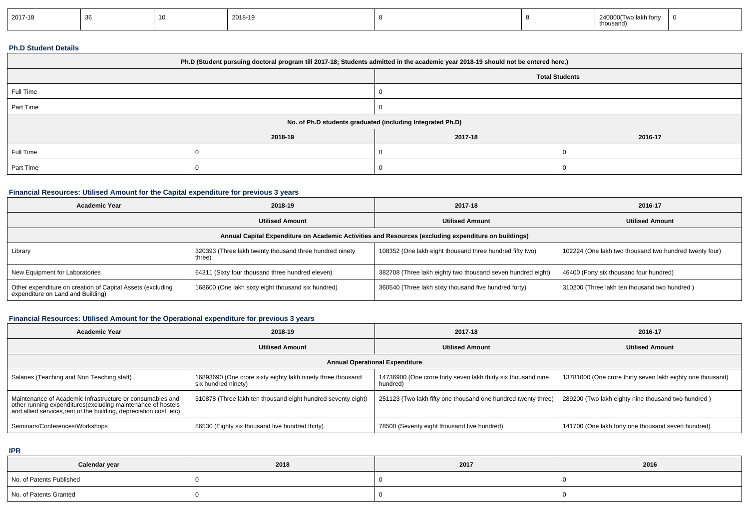| 2017-18 | 36 | 10 | 2018-19 | 8 | 8 | 240000(Two lakh forty thousand) | 0 |
|---|---|---|---|---|---|---|---|

**Ph.D Student Details**

| Ph.D (Student pursuing doctoral program till 2017-18; Students admitted in the academic year 2018-19 should not be entered here.) | |
|---|---|
| | Total Students |
| Full Time | 0 |
| Part Time | 0 |

| No. of Ph.D students graduated (including Integrated Ph.D) | | | |
|---|---|---|---|
| | 2018-19 | 2017-18 | 2016-17 |
| Full Time | 0 | 0 | 0 |
| Part Time | 0 | 0 | 0 |

**Financial Resources: Utilised Amount for the Capital expenditure for previous 3 years**

| Academic Year | 2018-19 | 2017-18 | 2016-17 |
|---|---|---|---|
| | Utilised Amount | Utilised Amount | Utilised Amount |
| Annual Capital Expenditure on Academic Activities and Resources (excluding expenditure on buildings) | | | |
| Library | 320393 (Three lakh twenty thousand three hundred ninety three) | 108352 (One lakh eight thousand three hundred fifty two) | 102224 (One lakh two thousand two hundred twenty four) |
| New Equipment for Laboratories | 64311 (Sixty four thousand three hundred eleven) | 382708 (Three lakh eighty two thousand seven hundred eight) | 46400 (Forty six thousand four hundred) |
| Other expenditure on creation of Capital Assets (excluding expenditure on Land and Building) | 168600 (One lakh sixty eight thousand six hundred) | 360540 (Three lakh sixty thousand five hundred forty) | 310200 (Three lakh ten thousand two hundred ) |

**Financial Resources: Utilised Amount for the Operational expenditure for previous 3 years**

| Academic Year | 2018-19 | 2017-18 | 2016-17 |
|---|---|---|---|
| | Utilised Amount | Utilised Amount | Utilised Amount |
| Annual Operational Expenditure | | | |
| Salaries (Teaching and Non Teaching staff) | 16893690 (One crore sixty eighty lakh ninety three thousand six hundred ninety) | 14736900 (One crore forty seven lakh thirty six thousand nine hundred) | 13781000 (One crore thirty seven lakh eighty one thousand) |
| Maintenance of Academic Infrastructure or consumables and other running expenditures(excluding maintenance of hostels and allied services,rent of the building, depreciation cost, etc) | 310878 (Three lakh ten thousand eight hundred seventy eight) | 251123 (Two lakh fifty one thousand one hundred twenty three) | 289200 (Two lakh eighty nine thousand two hundred ) |
| Seminars/Conferences/Workshops | 86530 (Eighty six thousand five hundred thirty) | 78500 (Seventy eight thousand five hundred) | 141700 (One lakh forty one thousand seven hundred) |

**IPR**

| Calendar year | 2018 | 2017 | 2016 |
|---|---|---|---|
| No. of Patents Published | 0 | 0 | 0 |
| No. of Patents Granted | 0 | 0 | 0 |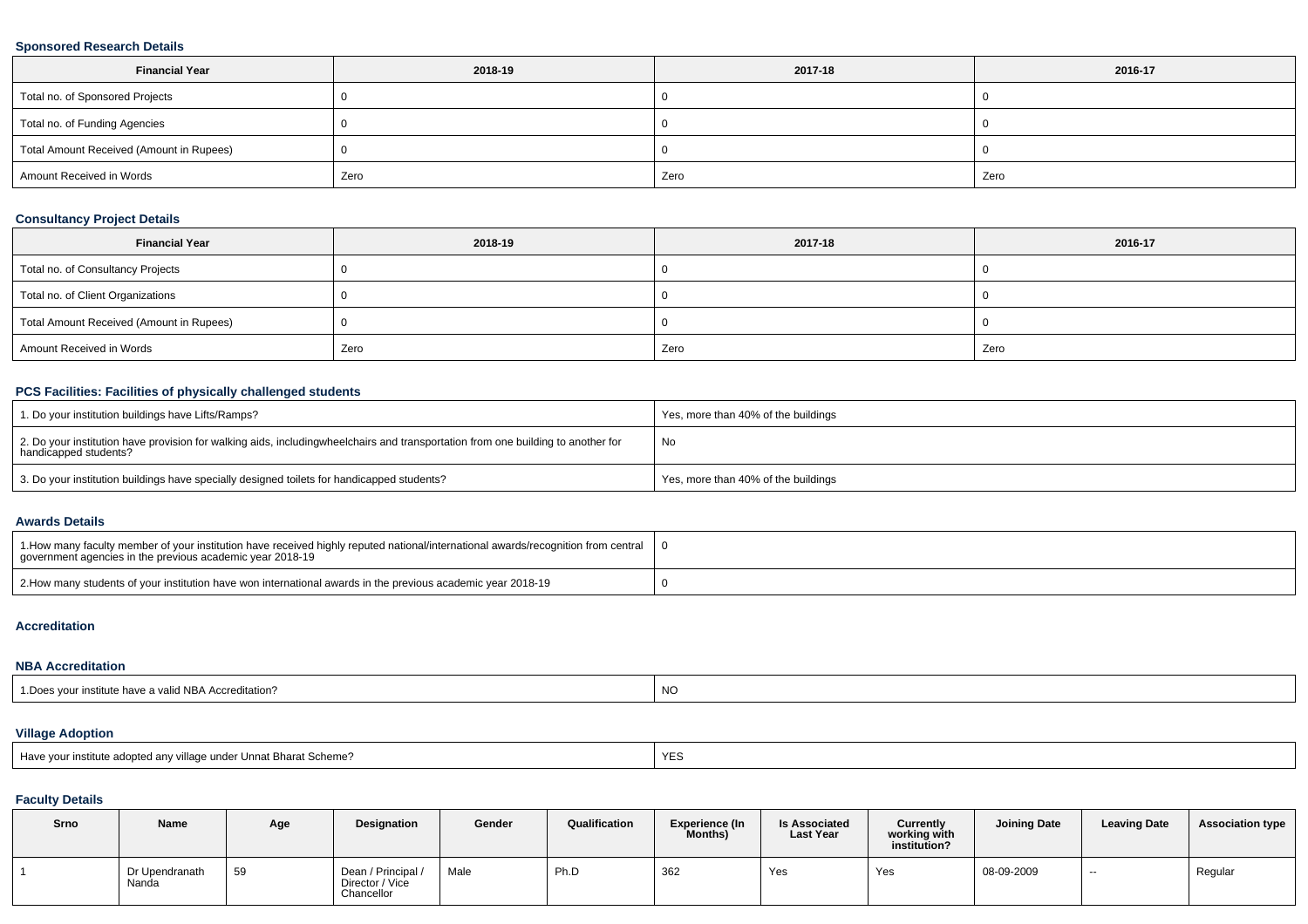### Sponsored Research Details

| Financial Year | 2018-19 | 2017-18 | 2016-17 |
|---|---|---|---|
| Total no. of Sponsored Projects | 0 | 0 | 0 |
| Total no. of Funding Agencies | 0 | 0 | 0 |
| Total Amount Received (Amount in Rupees) | 0 | 0 | 0 |
| Amount Received in Words | Zero | Zero | Zero |

### Consultancy Project Details

| Financial Year | 2018-19 | 2017-18 | 2016-17 |
|---|---|---|---|
| Total no. of Consultancy Projects | 0 | 0 | 0 |
| Total no. of Client Organizations | 0 | 0 | 0 |
| Total Amount Received (Amount in Rupees) | 0 | 0 | 0 |
| Amount Received in Words | Zero | Zero | Zero |

### PCS Facilities: Facilities of physically challenged students

| | |
|---|---|
| 1. Do your institution buildings have Lifts/Ramps? | Yes, more than 40% of the buildings |
| 2. Do your institution have provision for walking aids, includingwheelchairs and transportation from one building to another for handicapped students? | No |
| 3. Do your institution buildings have specially designed toilets for handicapped students? | Yes, more than 40% of the buildings |

### Awards Details

| | |
|---|---|
| 1.How many faculty member of your institution have received highly reputed national/international awards/recognition from central government agencies in the previous academic year 2018-19 | 0 |
| 2.How many students of your institution have won international awards in the previous academic year 2018-19 | 0 |

### Accreditation

### NBA Accreditation

| | |
|---|---|
| 1.Does your institute have a valid NBA Accreditation? | NO |

### Village Adoption

| | |
|---|---|
| Have your institute adopted any village under Unnat Bharat Scheme? | YES |

### Faculty Details

| Srno | Name | Age | Designation | Gender | Qualification | Experience (In Months) | Is Associated Last Year | Currently working with institution? | Joining Date | Leaving Date | Association type |
|---|---|---|---|---|---|---|---|---|---|---|---|
| 1 | Dr Upendranath Nanda | 59 | Dean / Principal / Director / Vice Chancellor | Male | Ph.D | 362 | Yes | Yes | 08-09-2009 | -- | Regular |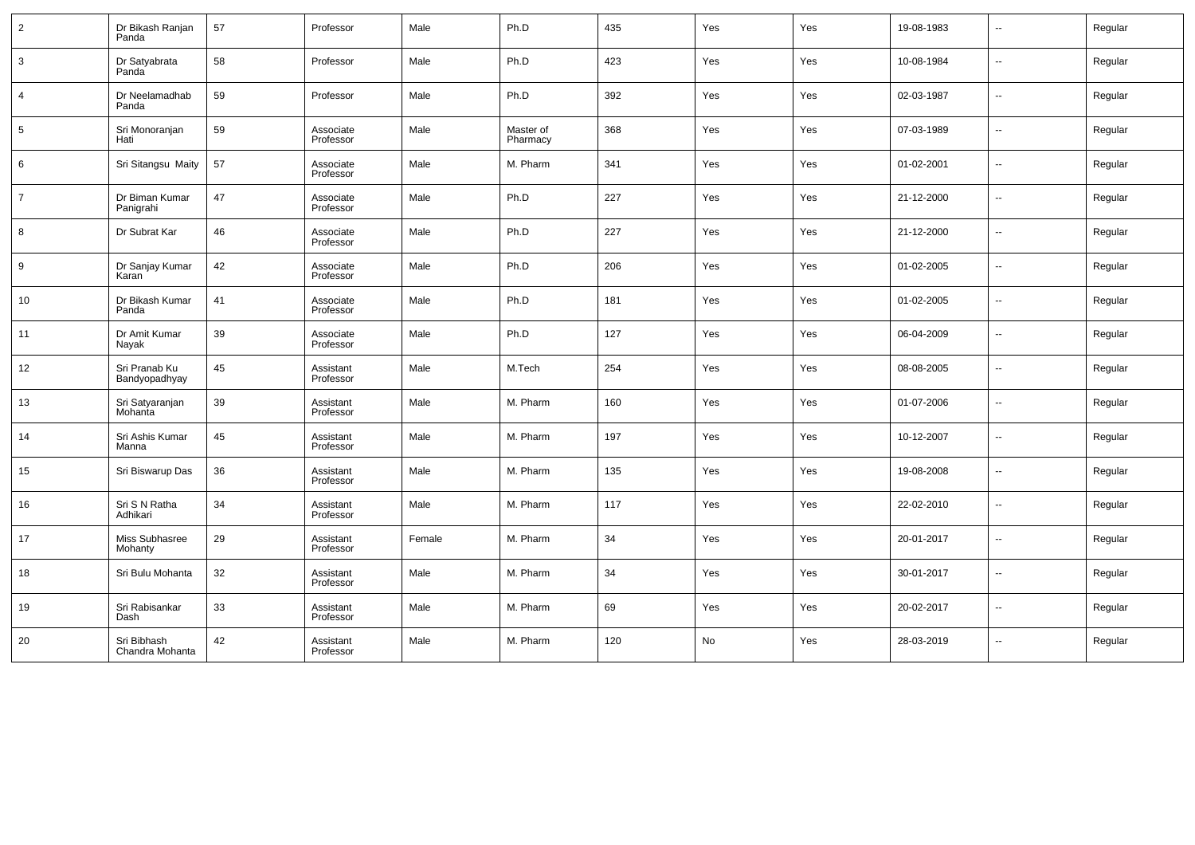| | | | | | | | | | | | |
|---|---|---|---|---|---|---|---|---|---|---|---|
| 2 | Dr Bikash Ranjan Panda | 57 | Professor | Male | Ph.D | 435 | Yes | Yes | 19-08-1983 | -- | Regular |
| 3 | Dr Satyabrata Panda | 58 | Professor | Male | Ph.D | 423 | Yes | Yes | 10-08-1984 | -- | Regular |
| 4 | Dr Neelamadhab Panda | 59 | Professor | Male | Ph.D | 392 | Yes | Yes | 02-03-1987 | -- | Regular |
| 5 | Sri Monoranjan Hati | 59 | Associate Professor | Male | Master of Pharmacy | 368 | Yes | Yes | 07-03-1989 | -- | Regular |
| 6 | Sri Sitangsu Maity | 57 | Associate Professor | Male | M. Pharm | 341 | Yes | Yes | 01-02-2001 | -- | Regular |
| 7 | Dr Biman Kumar Panigrahi | 47 | Associate Professor | Male | Ph.D | 227 | Yes | Yes | 21-12-2000 | -- | Regular |
| 8 | Dr Subrat Kar | 46 | Associate Professor | Male | Ph.D | 227 | Yes | Yes | 21-12-2000 | -- | Regular |
| 9 | Dr Sanjay Kumar Karan | 42 | Associate Professor | Male | Ph.D | 206 | Yes | Yes | 01-02-2005 | -- | Regular |
| 10 | Dr Bikash Kumar Panda | 41 | Associate Professor | Male | Ph.D | 181 | Yes | Yes | 01-02-2005 | -- | Regular |
| 11 | Dr Amit Kumar Nayak | 39 | Associate Professor | Male | Ph.D | 127 | Yes | Yes | 06-04-2009 | -- | Regular |
| 12 | Sri Pranab Ku Bandyopadhyay | 45 | Assistant Professor | Male | M.Tech | 254 | Yes | Yes | 08-08-2005 | -- | Regular |
| 13 | Sri Satyaranjan Mohanta | 39 | Assistant Professor | Male | M. Pharm | 160 | Yes | Yes | 01-07-2006 | -- | Regular |
| 14 | Sri Ashis Kumar Manna | 45 | Assistant Professor | Male | M. Pharm | 197 | Yes | Yes | 10-12-2007 | -- | Regular |
| 15 | Sri Biswarup Das | 36 | Assistant Professor | Male | M. Pharm | 135 | Yes | Yes | 19-08-2008 | -- | Regular |
| 16 | Sri S N Ratha Adhikari | 34 | Assistant Professor | Male | M. Pharm | 117 | Yes | Yes | 22-02-2010 | -- | Regular |
| 17 | Miss Subhasree Mohanty | 29 | Assistant Professor | Female | M. Pharm | 34 | Yes | Yes | 20-01-2017 | -- | Regular |
| 18 | Sri Bulu Mohanta | 32 | Assistant Professor | Male | M. Pharm | 34 | Yes | Yes | 30-01-2017 | -- | Regular |
| 19 | Sri Rabisankar Dash | 33 | Assistant Professor | Male | M. Pharm | 69 | Yes | Yes | 20-02-2017 | -- | Regular |
| 20 | Sri Bibhash Chandra Mohanta | 42 | Assistant Professor | Male | M. Pharm | 120 | No | Yes | 28-03-2019 | -- | Regular |